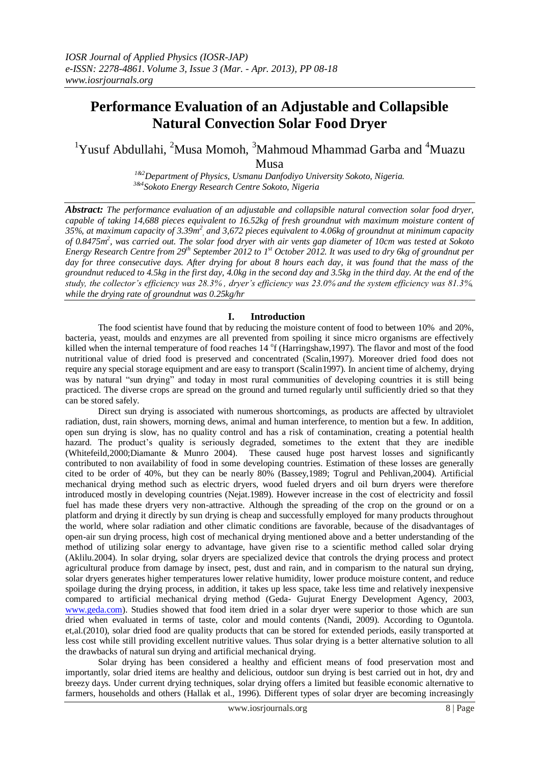# Performance Evaluation of an Adjustable and Collapsible Natural Convection Solar Food Dryer

[1]Yusuf Abdullahi, [2]Musa Momoh, [3]Mahmoud Mhammad Garba and [4]Muazu Musa

*[1&2]Department of Physics, Usmanu Danfodiyo University Sokoto, Nigeria.*
*[3&4]Sokoto Energy Research Centre Sokoto, Nigeria*

***Abstract:*** *The performance evaluation of an adjustable and collapsible natural convection solar food dryer, capable of taking 14,688 pieces equivalent to 16.52kg of fresh groundnut with maximum moisture content of 35%, at maximum capacity of 3.39m$^2$, and 3,672 pieces equivalent to 4.06kg of groundnut at minimum capacity of 0.8475m$^2$, was carried out. The solar food dryer with air vents gap diameter of 10cm was tested at Sokoto Energy Research Centre from 29$^{th}$ September 2012 to 1$^{st}$ October 2012. It was used to dry 6kg of groundnut per day for three consecutive days. After drying for about 8 hours each day, it was found that the mass of the groundnut reduced to 4.5kg in the first day, 4.0kg in the second day and 3.5kg in the third day. At the end of the study, the collector's efficiency was 28.3%, dryer's efficiency was 23.0% and the system efficiency was 81.3%, while the drying rate of groundnut was 0.25kg/hr*

## I. Introduction

The food scientist have found that by reducing the moisture content of food to between 10% and 20%, bacteria, yeast, moulds and enzymes are all prevented from spoiling it since micro organisms are effectively killed when the internal temperature of food reaches 14 $^o$f (Harringshaw,1997). The flavor and most of the food nutritional value of dried food is preserved and concentrated (Scalin,1997). Moreover dried food does not require any special storage equipment and are easy to transport (Scalin1997). In ancient time of alchemy, drying was by natural "sun drying" and today in most rural communities of developing countries it is still being practiced. The diverse crops are spread on the ground and turned regularly until sufficiently dried so that they can be stored safely.

Direct sun drying is associated with numerous shortcomings, as products are affected by ultraviolet radiation, dust, rain showers, morning dews, animal and human interference, to mention but a few. In addition, open sun drying is slow, has no quality control and has a risk of contamination, creating a potential health hazard. The product's quality is seriously degraded, sometimes to the extent that they are inedible (Whitefeild,2000;Diamante & Munro 2004). These caused huge post harvest losses and significantly contributed to non availability of food in some developing countries. Estimation of these losses are generally cited to be order of 40%, but they can be nearly 80% (Bassey,1989; Togrul and Pehlivan,2004). Artificial mechanical drying method such as electric dryers, wood fueled dryers and oil burn dryers were therefore introduced mostly in developing countries (Nejat.1989). However increase in the cost of electricity and fossil fuel has made these dryers very non-attractive. Although the spreading of the crop on the ground or on a platform and drying it directly by sun drying is cheap and successfully employed for many products throughout the world, where solar radiation and other climatic conditions are favorable, because of the disadvantages of open-air sun drying process, high cost of mechanical drying mentioned above and a better understanding of the method of utilizing solar energy to advantage, have given rise to a scientific method called solar drying (Aklilu.2004). In solar drying, solar dryers are specialized device that controls the drying process and protect agricultural produce from damage by insect, pest, dust and rain, and in comparism to the natural sun drying, solar dryers generates higher temperatures lower relative humidity, lower produce moisture content, and reduce spoilage during the drying process, in addition, it takes up less space, take less time and relatively inexpensive compared to artificial mechanical drying method (Geda- Gujurat Energy Development Agency, 2003, www.geda.com). Studies showed that food item dried in a solar dryer were superior to those which are sun dried when evaluated in terms of taste, color and mould contents (Nandi, 2009). According to Oguntola. et,al.(2010), solar dried food are quality products that can be stored for extended periods, easily transported at less cost while still providing excellent nutritive values. Thus solar drying is a better alternative solution to all the drawbacks of natural sun drying and artificial mechanical drying.

Solar drying has been considered a healthy and efficient means of food preservation most and importantly, solar dried items are healthy and delicious, outdoor sun drying is best carried out in hot, dry and breezy days. Under current drying techniques, solar drying offers a limited but feasible economic alternative to farmers, households and others (Hallak et al., 1996). Different types of solar dryer are becoming increasingly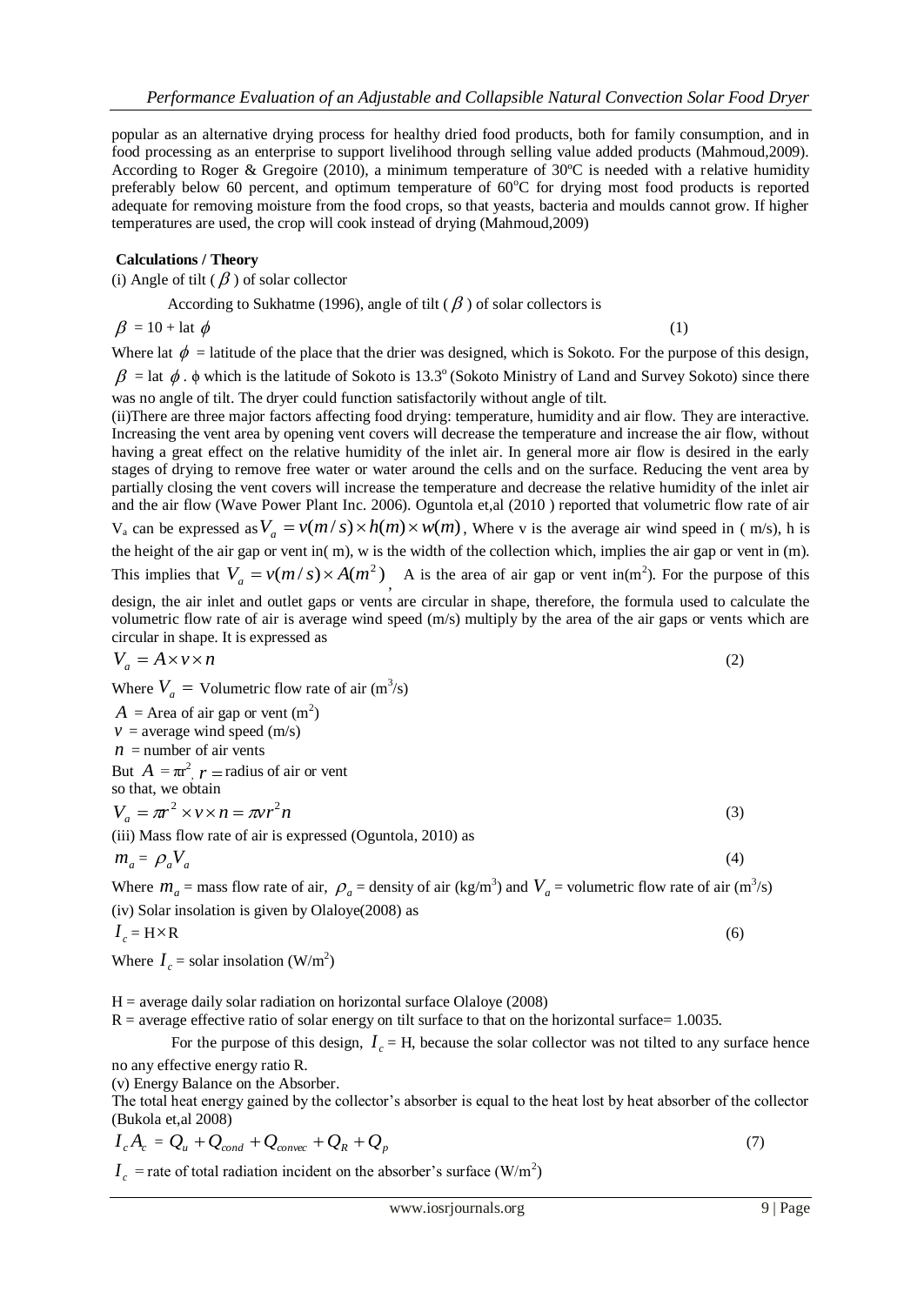popular as an alternative drying process for healthy dried food products, both for family consumption, and in food processing as an enterprise to support livelihood through selling value added products (Mahmoud,2009). According to Roger & Gregoire (2010), a minimum temperature of 30ºC is needed with a relative humidity preferably below 60 percent, and optimum temperature of 60°C for drying most food products is reported adequate for removing moisture from the food crops, so that yeasts, bacteria and moulds cannot grow. If higher temperatures are used, the crop will cook instead of drying (Mahmoud,2009)

**Calculations / Theory**

(i) Angle of tilt ( $\beta$ ) of solar collector

According to Sukhatme (1996), angle of tilt ( $\beta$ ) of solar collectors is

$$\beta = 10 + \text{lat } \phi \qquad (1)$$

Where lat $\phi$ = latitude of the place that the drier was designed, which is Sokoto. For the purpose of this design, $\beta$ = lat $\phi$ . ϕ which is the latitude of Sokoto is 13.3° (Sokoto Ministry of Land and Survey Sokoto) since there was no angle of tilt. The dryer could function satisfactorily without angle of tilt.

(ii)There are three major factors affecting food drying: temperature, humidity and air flow. They are interactive. Increasing the vent area by opening vent covers will decrease the temperature and increase the air flow, without having a great effect on the relative humidity of the inlet air. In general more air flow is desired in the early stages of drying to remove free water or water around the cells and on the surface. Reducing the vent area by partially closing the vent covers will increase the temperature and decrease the relative humidity of the inlet air and the air flow (Wave Power Plant Inc. 2006). Oguntola et,al (2010 ) reported that volumetric flow rate of air $V_a$ can be expressed as $V_a = v(m/s) \times h(m) \times w(m)$, Where v is the average air wind speed in ( m/s), h is the height of the air gap or vent in( m), w is the width of the collection which, implies the air gap or vent in (m). This implies that $V_a = v(m/s) \times A(m^2)$, A is the area of air gap or vent in(m$^2$). For the purpose of this design, the air inlet and outlet gaps or vents are circular in shape, therefore, the formula used to calculate the volumetric flow rate of air is average wind speed (m/s) multiply by the area of the air gaps or vents which are circular in shape. It is expressed as

$$V_a = A \times v \times n \qquad (2)$$

Where $V_a$ = Volumetric flow rate of air (m$^3$/s)

$A$ = Area of air gap or vent (m$^2$)

$v$ = average wind speed (m/s)

$n$ = number of air vents

But $A = \pi r^2$, $r$ = radius of air or vent

so that, we obtain

$$V_a = \pi r^2 \times v \times n = \pi v r^2 n \qquad (3)$$

(iii) Mass flow rate of air is expressed (Oguntola, 2010) as

$$m_a = \rho_a V_a \qquad (4)$$

Where $m_a$ = mass flow rate of air, $\rho_a$ = density of air (kg/m$^3$) and $V_a$ = volumetric flow rate of air (m$^3$/s)

(iv) Solar insolation is given by Olaloye(2008) as

$$I_c = H \times R \qquad (6)$$

Where $I_c$ = solar insolation (W/m$^2$)

H = average daily solar radiation on horizontal surface Olaloye (2008)

R = average effective ratio of solar energy on tilt surface to that on the horizontal surface= 1.0035.

For the purpose of this design, $I_c$ = H, because the solar collector was not tilted to any surface hence no any effective energy ratio R.

(v) Energy Balance on the Absorber.

The total heat energy gained by the collector's absorber is equal to the heat lost by heat absorber of the collector (Bukola et,al 2008)

$$I_c A_c = Q_u + Q_{cond} + Q_{convec} + Q_R + Q_p \qquad (7)$$

$I_c$ = rate of total radiation incident on the absorber's surface (W/m$^2$)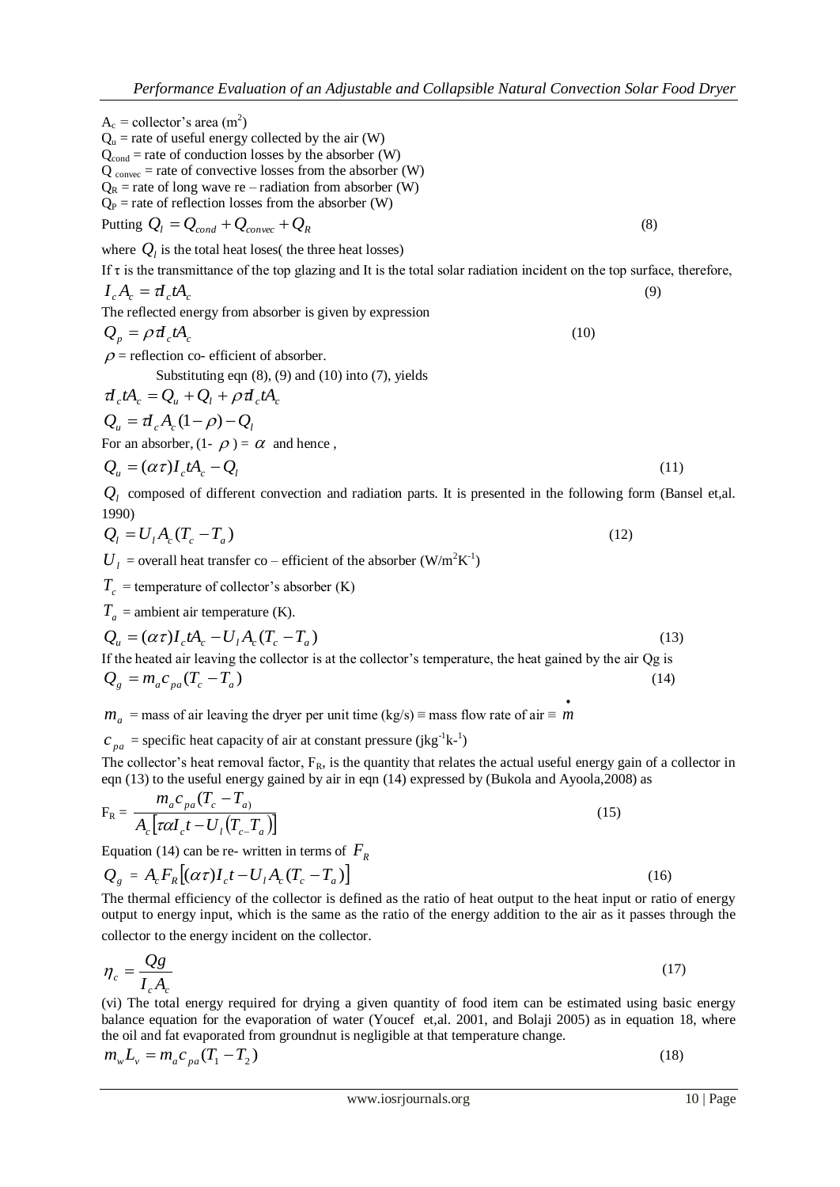$A_c$ = collector's area ($m^2$)
$Q_u$ = rate of useful energy collected by the air (W)
$Q_{cond}$ = rate of conduction losses by the absorber (W)
$Q_{convec}$ = rate of convective losses from the absorber (W)
$Q_R$ = rate of long wave re – radiation from absorber (W)
$Q_P$ = rate of reflection losses from the absorber (W)

Putting $Q_l = Q_{cond} + Q_{convec} + Q_R$ (8)

where $Q_l$ is the total heat loses( the three heat losses)

If τ is the transmittance of the top glazing and It is the total solar radiation incident on the top surface, therefore,

$$I_c A_c = \tau I_c t A_c \tag{9}$$

The reflected energy from absorber is given by expression

$$Q_p = \rho \tau I_c t A_c \tag{10}$$

$\rho$ = reflection co- efficient of absorber.

Substituting eqn (8), (9) and (10) into (7), yields

$$\tau I_c t A_c = Q_u + Q_l + \rho \tau I_c t A_c$$

$$Q_u = \tau I_c A_c (1 - \rho) - Q_l$$

For an absorber, $(1- \rho) = \alpha$ and hence ,

$$Q_u = (\alpha\tau) I_c t A_c - Q_l \tag{11}$$

$Q_l$ composed of different convection and radiation parts. It is presented in the following form (Bansel et,al. 1990)

$$Q_l = U_l A_c (T_c - T_a) \tag{12}$$

$U_l$ = overall heat transfer co – efficient of the absorber ($W/m^2K^{-1}$)

$T_c$ = temperature of collector's absorber (K)

$T_a$ = ambient air temperature (K).

$$Q_u = (\alpha\tau) I_c t A_c - U_l A_c (T_c - T_a) \tag{13}$$

If the heated air leaving the collector is at the collector's temperature, the heat gained by the air Qg is

$$Q_g = m_a c_{pa} (T_c - T_a) \tag{14}$$

$m_a$ = mass of air leaving the dryer per unit time (kg/s) ≡ mass flow rate of air ≡ $\dot{m}$

$c_{pa}$ = specific heat capacity of air at constant pressure ($jkg^{-1}k^{-1}$)

The collector's heat removal factor, $F_R$, is the quantity that relates the actual useful energy gain of a collector in eqn (13) to the useful energy gained by air in eqn (14) expressed by (Bukola and Ayoola,2008) as

$$F_R = \frac{m_a c_{pa} (T_c - T_a)}{A_c \left[\tau\alpha I_c t - U_l (T_c - T_a)\right]} \tag{15}$$

Equation (14) can be re- written in terms of $F_R$

$$Q_g = A_c F_R \left[(\alpha\tau) I_c t - U_l A_c (T_c - T_a)\right] \tag{16}$$

The thermal efficiency of the collector is defined as the ratio of heat output to the heat input or ratio of energy output to energy input, which is the same as the ratio of the energy addition to the air as it passes through the collector to the energy incident on the collector.

$$\eta_c = \frac{Qg}{I_c A_c} \tag{17}$$

(vi) The total energy required for drying a given quantity of food item can be estimated using basic energy balance equation for the evaporation of water (Youcef et,al. 2001, and Bolaji 2005) as in equation 18, where the oil and fat evaporated from groundnut is negligible at that temperature change.

$$m_w L_v = m_a c_{pa} (T_1 - T_2) \tag{18}$$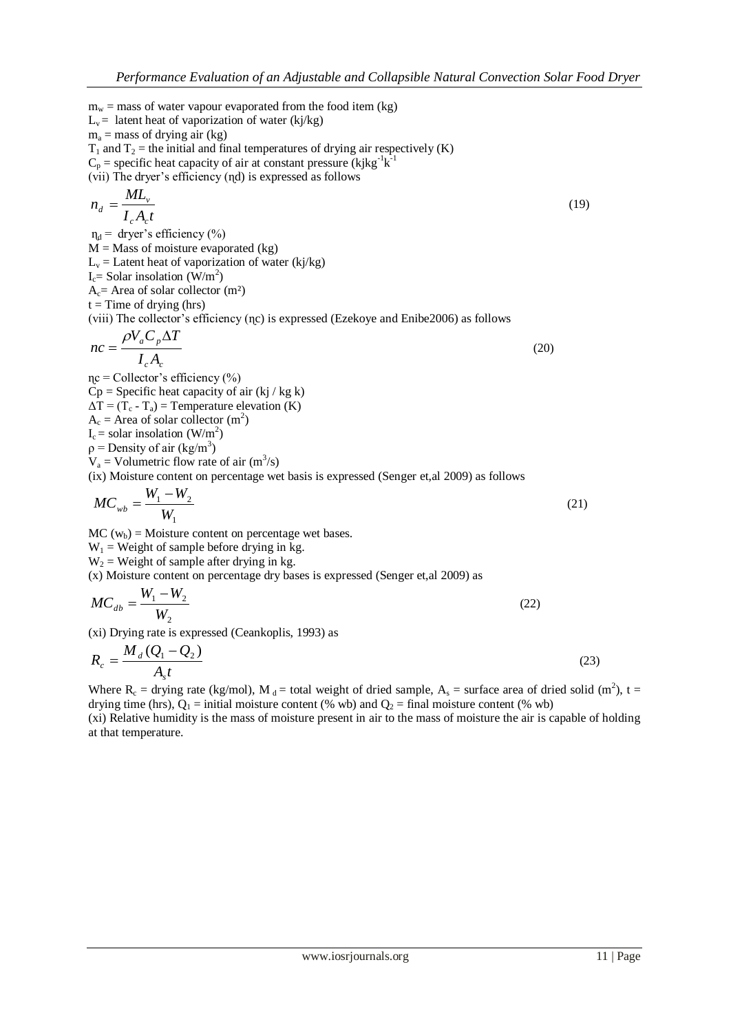$m_w$ = mass of water vapour evaporated from the food item (kg)
$L_v$ = latent heat of vaporization of water (kj/kg)
$m_a$ = mass of drying air (kg)
$T_1$ and $T_2$ = the initial and final temperatures of drying air respectively (K)
$C_p$ = specific heat capacity of air at constant pressure ($kjkg^{-1}k^{-1}$
(vii) The dryer's efficiency (ηd) is expressed as follows

$$n_d = \frac{ML_v}{I_c A_c t} \tag{19}$$

$\eta_d$ = dryer's efficiency (%)
M = Mass of moisture evaporated (kg)
$L_v$ = Latent heat of vaporization of water (kj/kg)
$I_c$ = Solar insolation ($W/m^2$)
$A_c$ = Area of solar collector (m²)
t = Time of drying (hrs)
(viii) The collector's efficiency (ηc) is expressed (Ezekoye and Enibe2006) as follows

$$nc = \frac{\rho V_a C_p \Delta T}{I_c A_c} \tag{20}$$

ηc = Collector's efficiency (%)
Cp = Specific heat capacity of air (kj / kg k)
$\Delta T = (T_c - T_a)$ = Temperature elevation (K)
$A_c$ = Area of solar collector ($m^2$)
$I_c$ = solar insolation ($W/m^2$)
ρ = Density of air ($kg/m^3$)
$V_a$ = Volumetric flow rate of air ($m^3/s$)
(ix) Moisture content on percentage wet basis is expressed (Senger et,al 2009) as follows

$$MC_{wb} = \frac{W_1 - W_2}{W_1} \tag{21}$$

MC ($w_b$) = Moisture content on percentage wet bases.
$W_1$ = Weight of sample before drying in kg.
$W_2$ = Weight of sample after drying in kg.
(x) Moisture content on percentage dry bases is expressed (Senger et,al 2009) as

$$MC_{db} = \frac{W_1 - W_2}{W_2} \tag{22}$$

(xi) Drying rate is expressed (Ceankoplis, 1993) as

$$R_c = \frac{M_d (Q_1 - Q_2)}{A_s t} \tag{23}$$

Where $R_c$ = drying rate (kg/mol), $M_d$ = total weight of dried sample, $A_s$ = surface area of dried solid ($m^2$), t = drying time (hrs), $Q_1$ = initial moisture content (% wb) and $Q_2$ = final moisture content (% wb)
(xi) Relative humidity is the mass of moisture present in air to the mass of moisture the air is capable of holding at that temperature.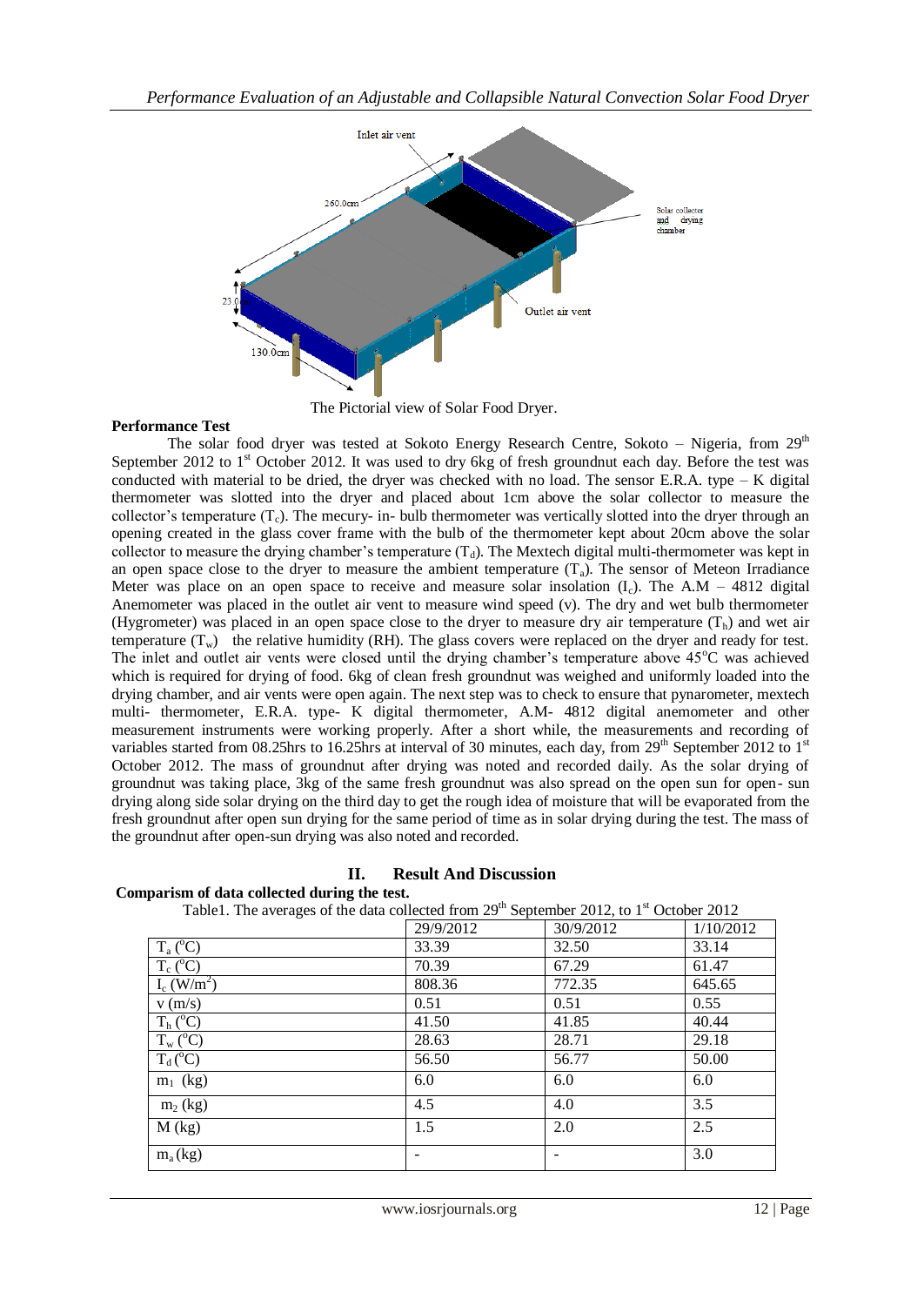The Pictorial view of Solar Food Dryer.

**Performance Test**

The solar food dryer was tested at Sokoto Energy Research Centre, Sokoto – Nigeria, from 29th September 2012 to 1st October 2012. It was used to dry 6kg of fresh groundnut each day. Before the test was conducted with material to be dried, the dryer was checked with no load. The sensor E.R.A. type – K digital thermometer was slotted into the dryer and placed about 1cm above the solar collector to measure the collector's temperature ($T_c$). The mecury- in- bulb thermometer was vertically slotted into the dryer through an opening created in the glass cover frame with the bulb of the thermometer kept about 20cm above the solar collector to measure the drying chamber's temperature ($T_d$). The Mextech digital multi-thermometer was kept in an open space close to the dryer to measure the ambient temperature ($T_a$). The sensor of Meteon Irradiance Meter was place on an open space to receive and measure solar insolation ($I_c$). The A.M – 4812 digital Anemometer was placed in the outlet air vent to measure wind speed (v). The dry and wet bulb thermometer (Hygrometer) was placed in an open space close to the dryer to measure dry air temperature ($T_h$) and wet air temperature ($T_w$) the relative humidity (RH). The glass covers were replaced on the dryer and ready for test. The inlet and outlet air vents were closed until the drying chamber's temperature above 45°C was achieved which is required for drying of food. 6kg of clean fresh groundnut was weighed and uniformly loaded into the drying chamber, and air vents were open again. The next step was to check to ensure that pynarometer, mextech multi- thermometer, E.R.A. type- K digital thermometer, A.M- 4812 digital anemometer and other measurement instruments were working properly. After a short while, the measurements and recording of variables started from 08.25hrs to 16.25hrs at interval of 30 minutes, each day, from 29th September 2012 to 1st October 2012. The mass of groundnut after drying was noted and recorded daily. As the solar drying of groundnut was taking place, 3kg of the same fresh groundnut was also spread on the open sun for open- sun drying along side solar drying on the third day to get the rough idea of moisture that will be evaporated from the fresh groundnut after open sun drying for the same period of time as in solar drying during the test. The mass of the groundnut after open-sun drying was also noted and recorded.

## II. Result And Discussion

**Comparism of data collected during the test.**

Table1. The averages of the data collected from 29th September 2012, to 1st October 2012

| | 29/9/2012 | 30/9/2012 | 1/10/2012 |
|---|---|---|---|
| $T_a$ (°C) | 33.39 | 32.50 | 33.14 |
| $T_c$ (°C) | 70.39 | 67.29 | 61.47 |
| $I_c$ (W/m$^2$) | 808.36 | 772.35 | 645.65 |
| v (m/s) | 0.51 | 0.51 | 0.55 |
| $T_h$ (°C) | 41.50 | 41.85 | 40.44 |
| $T_w$ (°C) | 28.63 | 28.71 | 29.18 |
| $T_d$ (°C) | 56.50 | 56.77 | 50.00 |
| $m_1$ (kg) | 6.0 | 6.0 | 6.0 |
| $m_2$ (kg) | 4.5 | 4.0 | 3.5 |
| M (kg) | 1.5 | 2.0 | 2.5 |
| $m_a$ (kg) | - | - | 3.0 |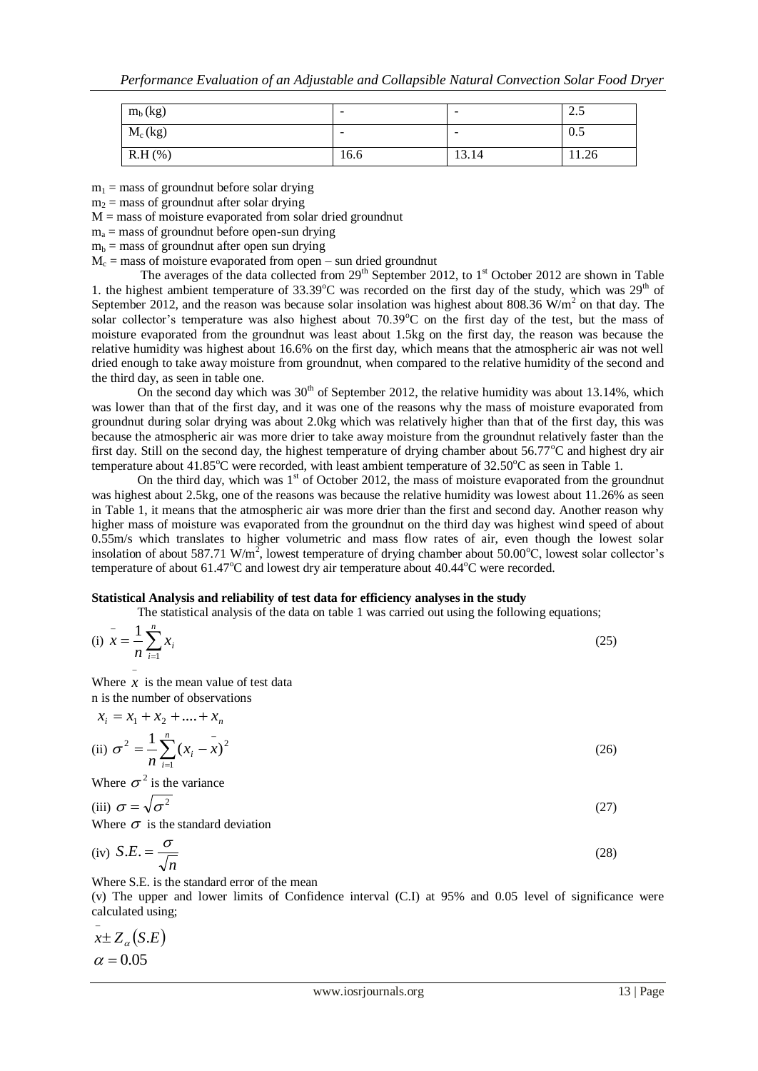| $m_b$ (kg) | - | - | 2.5 |
|---|---|---|---|
| $M_c$ (kg) | - | - | 0.5 |
| R.H (%) | 16.6 | 13.14 | 11.26 |

$m_1$ = mass of groundnut before solar drying
$m_2$ = mass of groundnut after solar drying
$M$ = mass of moisture evaporated from solar dried groundnut
$m_a$ = mass of groundnut before open-sun drying
$m_b$ = mass of groundnut after open sun drying
$M_c$ = mass of moisture evaporated from open – sun dried groundnut

The averages of the data collected from 29th September 2012, to 1st October 2012 are shown in Table 1. the highest ambient temperature of 33.39°C was recorded on the first day of the study, which was 29th of September 2012, and the reason was because solar insolation was highest about 808.36 W/m$^2$ on that day. The solar collector's temperature was also highest about 70.39°C on the first day of the test, but the mass of moisture evaporated from the groundnut was least about 1.5kg on the first day, the reason was because the relative humidity was highest about 16.6% on the first day, which means that the atmospheric air was not well dried enough to take away moisture from groundnut, when compared to the relative humidity of the second and the third day, as seen in table one.

On the second day which was 30th of September 2012, the relative humidity was about 13.14%, which was lower than that of the first day, and it was one of the reasons why the mass of moisture evaporated from groundnut during solar drying was about 2.0kg which was relatively higher than that of the first day, this was because the atmospheric air was more drier to take away moisture from the groundnut relatively faster than the first day. Still on the second day, the highest temperature of drying chamber about 56.77°C and highest dry air temperature about 41.85°C were recorded, with least ambient temperature of 32.50°C as seen in Table 1.

On the third day, which was 1st of October 2012, the mass of moisture evaporated from the groundnut was highest about 2.5kg, one of the reasons was because the relative humidity was lowest about 11.26% as seen in Table 1, it means that the atmospheric air was more drier than the first and second day. Another reason why higher mass of moisture was evaporated from the groundnut on the third day was highest wind speed of about 0.55m/s which translates to higher volumetric and mass flow rates of air, even though the lowest solar insolation of about 587.71 W/m$^2$, lowest temperature of drying chamber about 50.00°C, lowest solar collector's temperature of about 61.47°C and lowest dry air temperature about 40.44°C were recorded.

**Statistical Analysis and reliability of test data for efficiency analyses in the study**

The statistical analysis of the data on table 1 was carried out using the following equations;

(i) $$\bar{x} = \frac{1}{n}\sum_{i=1}^{n} x_i \tag{25}$$

Where $\bar{x}$ is the mean value of test data
n is the number of observations

$$x_i = x_1 + x_2 + .... + x_n$$

(ii) $$\sigma^2 = \frac{1}{n}\sum_{i=1}^{n}(x_i - \bar{x})^2 \tag{26}$$

Where $\sigma^2$ is the variance

(iii) $$\sigma = \sqrt{\sigma^2} \tag{27}$$

Where $\sigma$ is the standard deviation

(iv) $$S.E. = \frac{\sigma}{\sqrt{n}} \tag{28}$$

Where S.E. is the standard error of the mean

(v) The upper and lower limits of Confidence interval (C.I) at 95% and 0.05 level of significance were calculated using;

$$\bar{x} \pm Z_{\alpha}(S.E)$$
$$\alpha = 0.05$$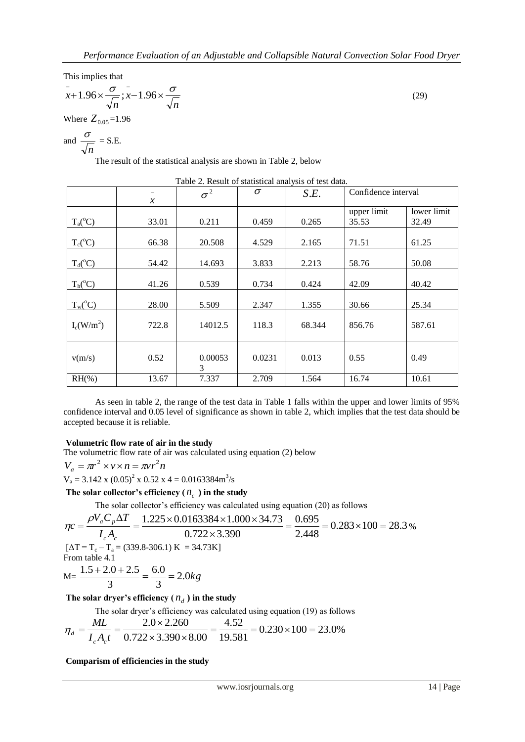This implies that

$$\bar{x}+1.96\times\frac{\sigma}{\sqrt{n}};\bar{x}-1.96\times\frac{\sigma}{\sqrt{n}} \tag{29}$$

Where $Z_{0.05}$=1.96

and $\frac{\sigma}{\sqrt{n}}$ = S.E.

The result of the statistical analysis are shown in Table 2, below

Table 2. Result of statistical analysis of test data.

| | $\bar{x}$ | $\sigma^2$ | $\sigma$ | $S.E.$ | Confidence interval | |
|---|---|---|---|---|---|---|
| | | | | | upper limit | lower limit |
| $T_a(^oC)$ | 33.01 | 0.211 | 0.459 | 0.265 | 35.53 | 32.49 |
| $T_c(^oC)$ | 66.38 | 20.508 | 4.529 | 2.165 | 71.51 | 61.25 |
| $T_d(^oC)$ | 54.42 | 14.693 | 3.833 | 2.213 | 58.76 | 50.08 |
| $T_h(^oC)$ | 41.26 | 0.539 | 0.734 | 0.424 | 42.09 | 40.42 |
| $T_w(^oC)$ | 28.00 | 5.509 | 2.347 | 1.355 | 30.66 | 25.34 |
| $I_c(W/m^2)$ | 722.8 | 14012.5 | 118.3 | 68.344 | 856.76 | 587.61 |
| v(m/s) | 0.52 | 0.000533 | 0.0231 | 0.013 | 0.55 | 0.49 |
| RH(%) | 13.67 | 7.337 | 2.709 | 1.564 | 16.74 | 10.61 |

As seen in table 2, the range of the test data in Table 1 falls within the upper and lower limits of 95% confidence interval and 0.05 level of significance as shown in table 2, which implies that the test data should be accepted because it is reliable.

**Volumetric flow rate of air in the study**

The volumetric flow rate of air was calculated using equation (2) below

$$V_a = \pi r^2 \times v \times n = \pi v r^2 n$$

$V_a$ = 3.142 x $(0.05)^2$ x 0.52 x 4 = 0.0163384$m^3$/s

**The solar collector's efficiency ($n_c$) in the study**

The solar collector's efficiency was calculated using equation (20) as follows

$$\eta c = \frac{\rho V_a C_p \Delta T}{I_c A_c} = \frac{1.225\times0.0163384\times1.000\times34.73}{0.722\times3.390} = \frac{0.695}{2.448} = 0.283\times100 = 28.3\%$$

$[\Delta T = T_c - T_a = (339.8\text{-}306.1)\text{ K} = 34.73\text{K}]$

From table 4.1

$$\text{M}= \frac{1.5+2.0+2.5}{3} = \frac{6.0}{3} = 2.0kg$$

**The solar dryer's efficiency ($n_d$) in the study**

The solar dryer's efficiency was calculated using equation (19) as follows

$$\eta_d = \frac{ML}{I_c A_c t} = \frac{2.0\times2.260}{0.722\times3.390\times8.00} = \frac{4.52}{19.581} = 0.230\times100 = 23.0\%$$

**Comparism of efficiencies in the study**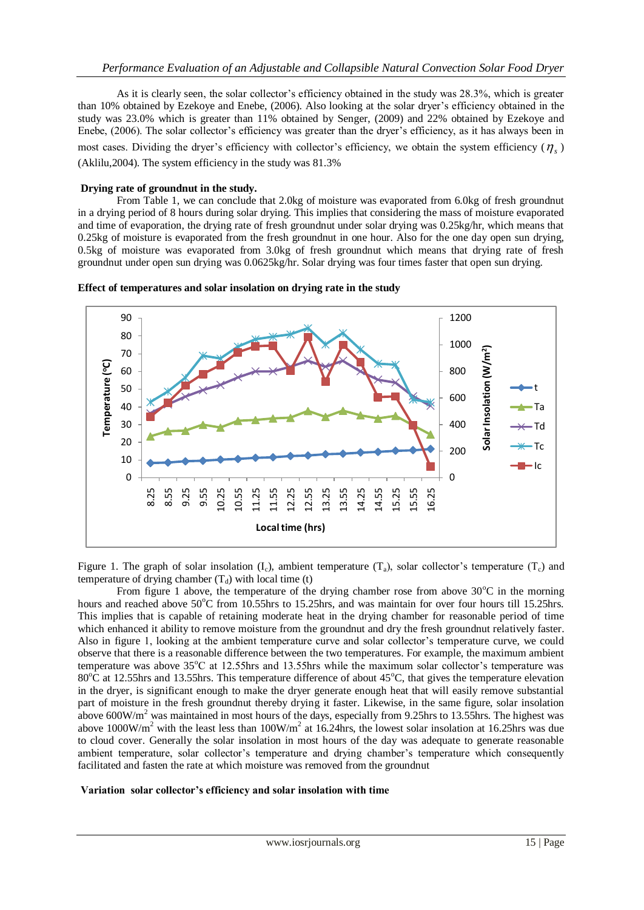As it is clearly seen, the solar collector's efficiency obtained in the study was 28.3%, which is greater than 10% obtained by Ezekoye and Enebe, (2006). Also looking at the solar dryer's efficiency obtained in the study was 23.0% which is greater than 11% obtained by Senger, (2009) and 22% obtained by Ezekoye and Enebe, (2006). The solar collector's efficiency was greater than the dryer's efficiency, as it has always been in most cases. Dividing the dryer's efficiency with collector's efficiency, we obtain the system efficiency ($\eta_s$) (Aklilu,2004). The system efficiency in the study was 81.3%

**Drying rate of groundnut in the study.**

From Table 1, we can conclude that 2.0kg of moisture was evaporated from 6.0kg of fresh groundnut in a drying period of 8 hours during solar drying. This implies that considering the mass of moisture evaporated and time of evaporation, the drying rate of fresh groundnut under solar drying was 0.25kg/hr, which means that 0.25kg of moisture is evaporated from the fresh groundnut in one hour. Also for the one day open sun drying, 0.5kg of moisture was evaporated from 3.0kg of fresh groundnut which means that drying rate of fresh groundnut under open sun drying was 0.0625kg/hr. Solar drying was four times faster that open sun drying.

**Effect of temperatures and solar insolation on drying rate in the study**

Figure 1. The graph of solar insolation ($I_c$), ambient temperature ($T_a$), solar collector's temperature ($T_c$) and temperature of drying chamber ($T_d$) with local time (t)

From figure 1 above, the temperature of the drying chamber rose from above 30°C in the morning hours and reached above 50°C from 10.55hrs to 15.25hrs, and was maintain for over four hours till 15.25hrs. This implies that is capable of retaining moderate heat in the drying chamber for reasonable period of time which enhanced it ability to remove moisture from the groundnut and dry the fresh groundnut relatively faster. Also in figure 1, looking at the ambient temperature curve and solar collector's temperature curve, we could observe that there is a reasonable difference between the two temperatures. For example, the maximum ambient temperature was above 35°C at 12.55hrs and 13.55hrs while the maximum solar collector's temperature was 80°C at 12.55hrs and 13.55hrs. This temperature difference of about 45°C, that gives the temperature elevation in the dryer, is significant enough to make the dryer generate enough heat that will easily remove substantial part of moisture in the fresh groundnut thereby drying it faster. Likewise, in the same figure, solar insolation above 600W/m$^2$ was maintained in most hours of the days, especially from 9.25hrs to 13.55hrs. The highest was above 1000W/m$^2$ with the least less than 100W/m$^2$ at 16.24hrs, the lowest solar insolation at 16.25hrs was due to cloud cover. Generally the solar insolation in most hours of the day was adequate to generate reasonable ambient temperature, solar collector's temperature and drying chamber's temperature which consequently facilitated and fasten the rate at which moisture was removed from the groundnut

**Variation solar collector's efficiency and solar insolation with time**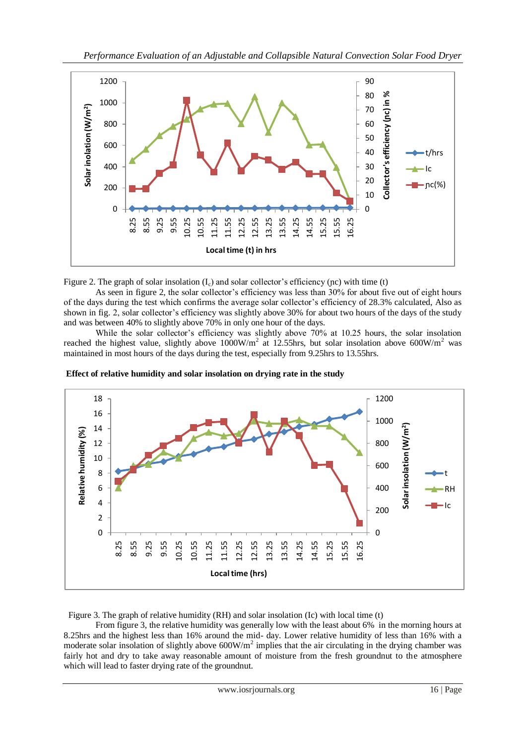Figure 2. The graph of solar insolation ($I_c$) and solar collector's efficiency (ɲc) with time (t)

As seen in figure 2, the solar collector's efficiency was less than 30% for about five out of eight hours of the days during the test which confirms the average solar collector's efficiency of 28.3% calculated, Also as shown in fig. 2, solar collector's efficiency was slightly above 30% for about two hours of the days of the study and was between 40% to slightly above 70% in only one hour of the days.

While the solar collector's efficiency was slightly above 70% at 10.25 hours, the solar insolation reached the highest value, slightly above $1000W/m^2$ at 12.55hrs, but solar insolation above $600W/m^2$ was maintained in most hours of the days during the test, especially from 9.25hrs to 13.55hrs.

**Effect of relative humidity and solar insolation on drying rate in the study**

Figure 3. The graph of relative humidity (RH) and solar insolation (Ic) with local time (t)

From figure 3, the relative humidity was generally low with the least about 6% in the morning hours at 8.25hrs and the highest less than 16% around the mid- day. Lower relative humidity of less than 16% with a moderate solar insolation of slightly above $600W/m^2$ implies that the air circulating in the drying chamber was fairly hot and dry to take away reasonable amount of moisture from the fresh groundnut to the atmosphere which will lead to faster drying rate of the groundnut.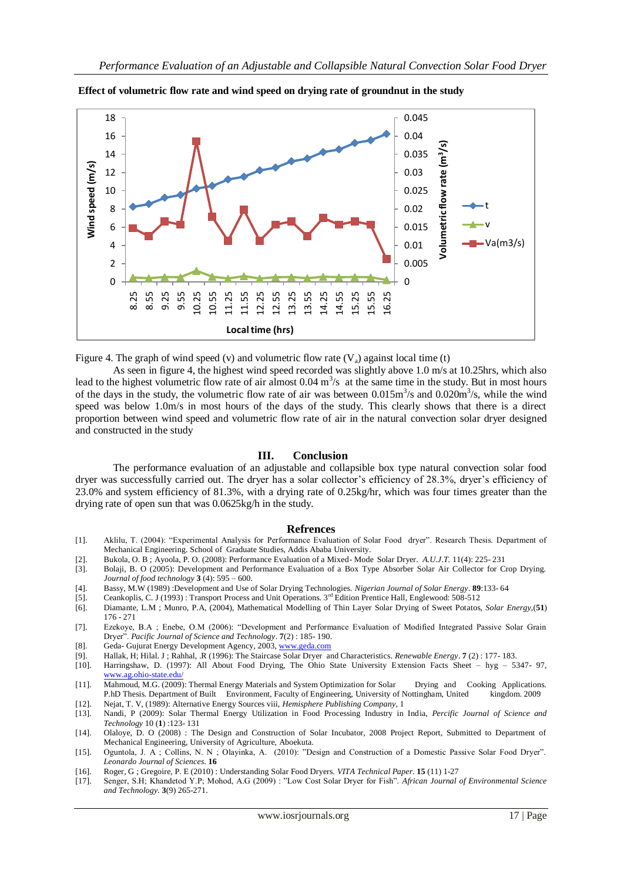**Effect of volumetric flow rate and wind speed on drying rate of groundnut in the study**

Figure 4. The graph of wind speed (v) and volumetric flow rate ($V_a$) against local time (t)

As seen in figure 4, the highest wind speed recorded was slightly above 1.0 m/s at 10.25hrs, which also lead to the highest volumetric flow rate of air almost 0.04 $m^3/s$ at the same time in the study. But in most hours of the days in the study, the volumetric flow rate of air was between 0.015$m^3/s$ and 0.020$m^3/s$, while the wind speed was below 1.0m/s in most hours of the days of the study. This clearly shows that there is a direct proportion between wind speed and volumetric flow rate of air in the natural convection solar dryer designed and constructed in the study

## III. Conclusion

The performance evaluation of an adjustable and collapsible box type natural convection solar food dryer was successfully carried out. The dryer has a solar collector's efficiency of 28.3%, dryer's efficiency of 23.0% and system efficiency of 81.3%, with a drying rate of 0.25kg/hr, which was four times greater than the drying rate of open sun that was 0.0625kg/h in the study.

## Refrences

[1]. Aklilu, T. (2004): "Experimental Analysis for Performance Evaluation of Solar Food dryer". Research Thesis. Department of Mechanical Engineering. School of Graduate Studies, Addis Ababa University.

[2]. Bukola, O. B ; Ayoola, P. O. (2008): Performance Evaluation of a Mixed- Mode Solar Dryer. *A.U.J.T.* 11(4): 225- 231

[3]. Bolaji, B. O (2005): Development and Performance Evaluation of a Box Type Absorber Solar Air Collector for Crop Drying. *Journal of food technology* **3** (4): 595 – 600.

[4]. Bassy, M.W (1989) :Development and Use of Solar Drying Technologies. *Nigerian Journal of Solar Energy*. **89**:133- 64

[5]. Ceankoplis, C. J (1993) : Transport Process and Unit Operations. 3rd Edition Prentice Hall, Englewood: 508-512

[6]. Diamante, L.M ; Munro, P.A, (2004), Mathematical Modelling of Thin Layer Solar Drying of Sweet Potatos, *Solar Energy*,(**51**) 176 - 271

[7]. Ezekoye, B.A ; Enebe, O.M (2006): "Development and Performance Evaluation of Modified Integrated Passive Solar Grain Dryer". *Pacific Journal of Science and Technology*. **7**(2) : 185- 190.

[8]. Geda- Gujurat Energy Development Agency, 2003, www.geda.com

[9]. Hallak, H; Hilal. J ; Rahhal, .R (1996): The Staircase Solar Dryer and Characteristics. *Renewable Energy*. **7** (2) : 177- 183.

[10]. Harringshaw, D. (1997): All About Food Drying, The Ohio State University Extension Facts Sheet – hyg – 5347- 97, www.ag.ohio-state.edu/

[11]. Mahmoud, M.G. (2009): Thermal Energy Materials and System Optimization for Solar Drying and Cooking Applications. P.hD Thesis. Department of Built Environment, Faculty of Engineering, University of Nottingham, United kingdom. 2009

[12]. Nejat, T. V, (1989): Alternative Energy Sources viii, *Hemisphere Publishing Company*, 1

[13]. Nandi, P (2009): Solar Thermal Energy Utilization in Food Processing Industry in India, *Percific Journal of Science and Technology* 10 (**1**) :123- 131

[14]. Olaloye, D. O (2008) : The Design and Construction of Solar Incubator, 2008 Project Report, Submitted to Department of Mechanical Engineering, University of Agriculture, Aboekuta.

[15]. Oguntola, J. A ; Collins, N. N ; Olayinka, A. (2010): "Design and Construction of a Domestic Passive Solar Food Dryer". *Leonardo Journal of Sciences*. **16**

[16]. Roger, G ; Gregoire, P. E (2010) : Understanding Solar Food Dryers. *VITA Technical Paper*. **15** (11) 1-27

[17]. Senger, S.H; Khandetod Y.P; Mohod, A.G (2009) : "Low Cost Solar Dryer for Fish". *African Journal of Environmental Science and Technology*. **3**(9) 265-271.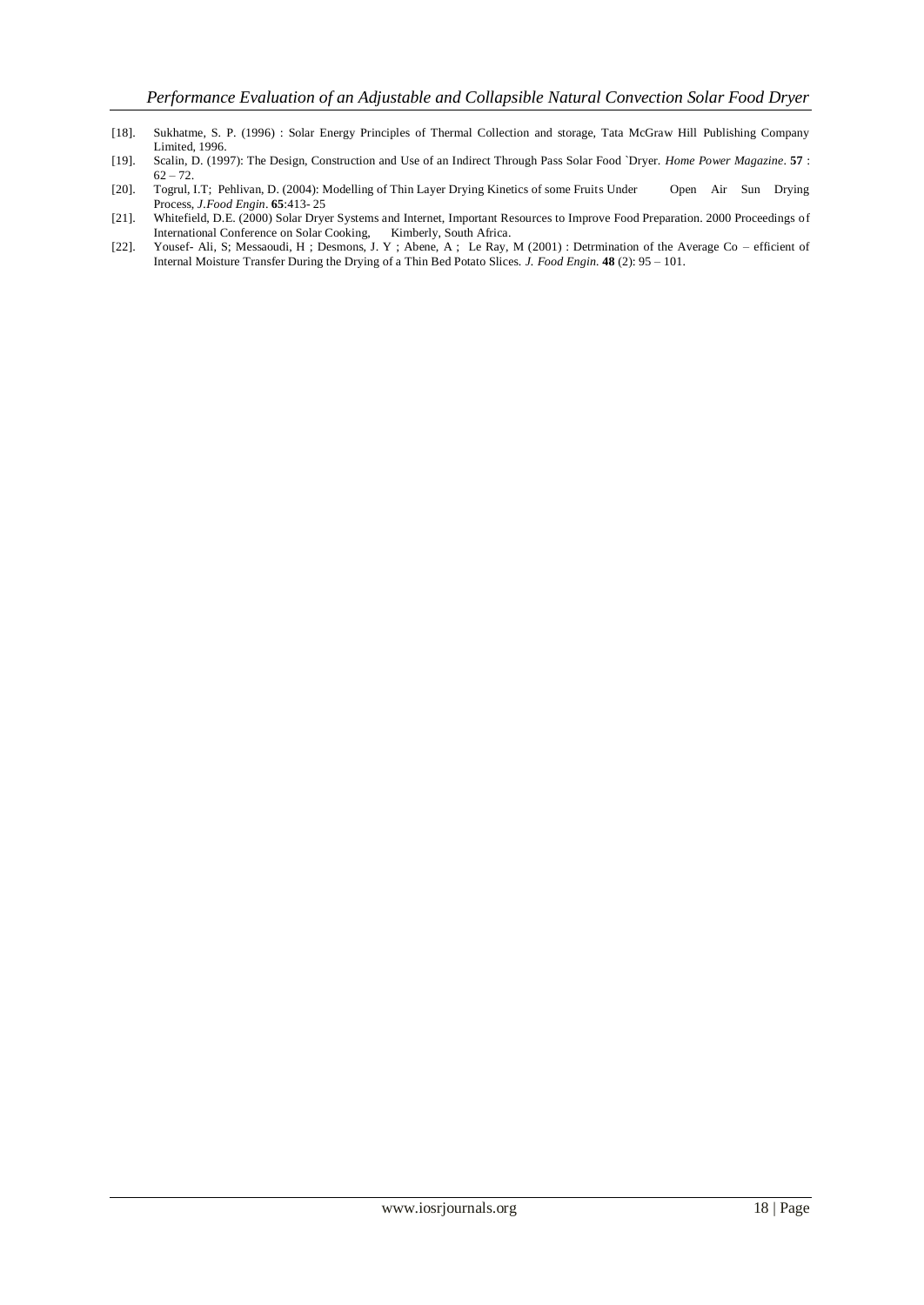[18]. Sukhatme, S. P. (1996) : Solar Energy Principles of Thermal Collection and storage, Tata McGraw Hill Publishing Company Limited, 1996.

[19]. Scalin, D. (1997): The Design, Construction and Use of an Indirect Through Pass Solar Food `Dryer. *Home Power Magazine*. **57** : 62 – 72.

[20]. Togrul, I.T; Pehlivan, D. (2004): Modelling of Thin Layer Drying Kinetics of some Fruits Under Open Air Sun Drying Process, *J.Food Engin*. **65**:413- 25

[21]. Whitefield, D.E. (2000) Solar Dryer Systems and Internet, Important Resources to Improve Food Preparation. 2000 Proceedings of International Conference on Solar Cooking, Kimberly, South Africa.

[22]. Yousef- Ali, S; Messaoudi, H ; Desmons, J. Y ; Abene, A ; Le Ray, M (2001) : Detrmination of the Average Co – efficient of Internal Moisture Transfer During the Drying of a Thin Bed Potato Slices. *J. Food Engin*. **48** (2): 95 – 101.